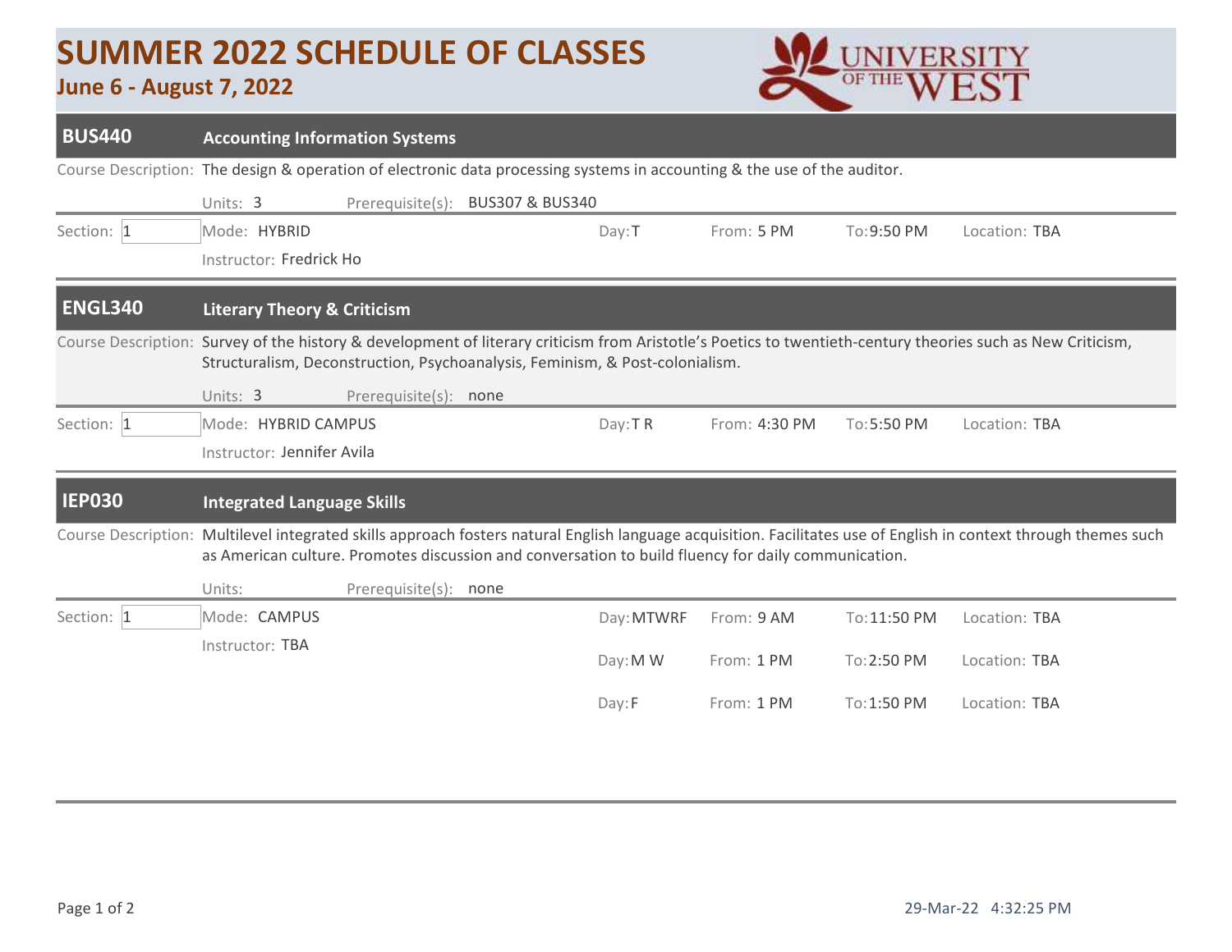# SUMMER 2022 SCHEDULE OF CLASSES

**June 6 - August 7, 2022**

UNIVERSITY OF THE WEST

## BUS440 Accounting Information Systems

Course Description: The design & operation of electronic data processing systems in accounting & the use of the auditor.

Units: 3 Prerequisite(s): BUS307 & BUS340

| Section | Mode | Day | From | To | Location |
|---|---|---|---|---|---|
| 1 | HYBRID | T | 5 PM | 9:50 PM | TBA |

Instructor: Fredrick Ho

## ENGL340 Literary Theory & Criticism

Course Description: Survey of the history & development of literary criticism from Aristotle's Poetics to twentieth-century theories such as New Criticism, Structuralism, Deconstruction, Psychoanalysis, Feminism, & Post-colonialism.

Units: 3 Prerequisite(s): none

| Section | Mode | Day | From | To | Location |
|---|---|---|---|---|---|
| 1 | HYBRID CAMPUS | T R | 4:30 PM | 5:50 PM | TBA |

Instructor: Jennifer Avila

## IEP030 Integrated Language Skills

Course Description: Multilevel integrated skills approach fosters natural English language acquisition. Facilitates use of English in context through themes such as American culture. Promotes discussion and conversation to build fluency for daily communication.

Units: Prerequisite(s): none

| Section | Mode | Day | From | To | Location |
|---|---|---|---|---|---|
| 1 | CAMPUS | MTWRF | 9 AM | 11:50 PM | TBA |
| | | M W | 1 PM | 2:50 PM | TBA |
| | | F | 1 PM | 1:50 PM | TBA |

Instructor: TBA

29-Mar-22 4:32:25 PM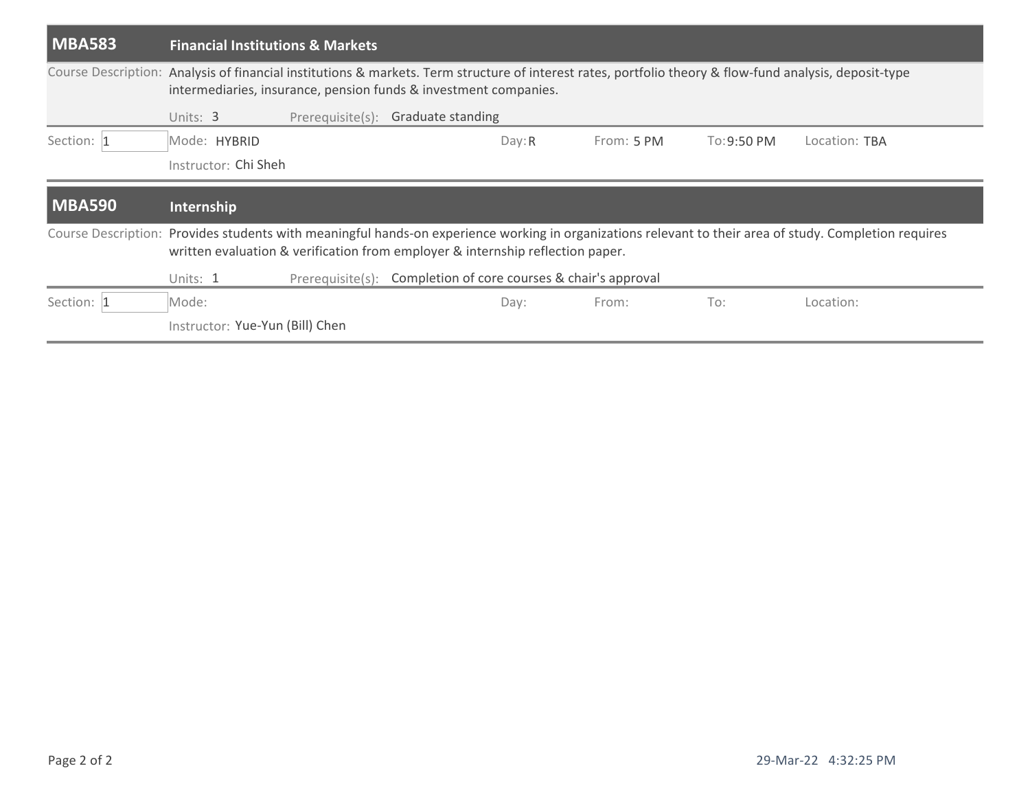## MBA583 Financial Institutions & Markets

Course Description: Analysis of financial institutions & markets. Term structure of interest rates, portfolio theory & flow-fund analysis, deposit-type intermediaries, insurance, pension funds & investment companies.

Units: 3 Prerequisite(s): Graduate standing

| Section | Mode | Day | From | To | Location |
|---|---|---|---|---|---|
| 1 | HYBRID | R | 5 PM | 9:50 PM | TBA |

Instructor: Chi Sheh

## MBA590 Internship

Course Description: Provides students with meaningful hands-on experience working in organizations relevant to their area of study. Completion requires written evaluation & verification from employer & internship reflection paper.

Units: 1 Prerequisite(s): Completion of core courses & chair's approval

| Section | Mode | Day | From | To | Location |
|---|---|---|---|---|---|
| 1 | | | | | |

Instructor: Yue-Yun (Bill) Chen

29-Mar-22 4:32:25 PM